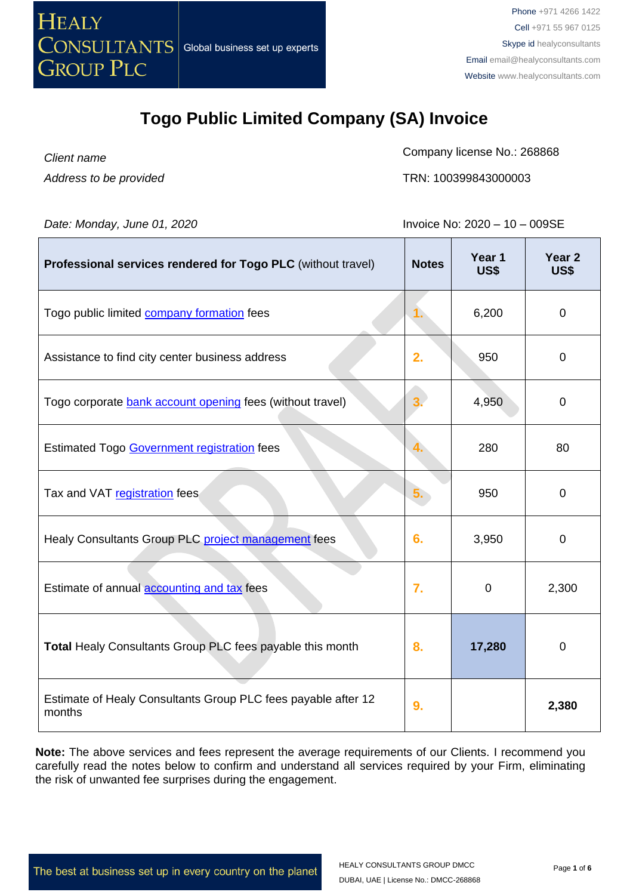HEALY CONSULTANTS GROUP PLC | Global business set up experts

Phone +971 4266 1422
Cell +971 55 967 0125
Skype id healyconsultants
Email email@healyconsultants.com
Website www.healyconsultants.com

# Togo Public Limited Company (SA) Invoice

*Client name*
*Address to be provided*

Company license No.: 268868
TRN: 100399843000003

*Date: Monday, June 01, 2020*

Invoice No: 2020 – 10 – 009SE

| **Professional services rendered for Togo PLC** (without travel) | **Notes** | **Year 1 US$** | **Year 2 US$** |
|---|---|---|---|
| Togo public limited company formation fees | 1. | 6,200 | 0 |
| Assistance to find city center business address | 2. | 950 | 0 |
| Togo corporate bank account opening fees (without travel) | 3. | 4,950 | 0 |
| Estimated Togo Government registration fees | 4. | 280 | 80 |
| Tax and VAT registration fees | 5. | 950 | 0 |
| Healy Consultants Group PLC project management fees | 6. | 3,950 | 0 |
| Estimate of annual accounting and tax fees | 7. | 0 | 2,300 |
| **Total** Healy Consultants Group PLC fees payable this month | 8. | **17,280** | 0 |
| Estimate of Healy Consultants Group PLC fees payable after 12 months | 9. | | **2,380** |

**Note:** The above services and fees represent the average requirements of our Clients. I recommend you carefully read the notes below to confirm and understand all services required by your Firm, eliminating the risk of unwanted fee surprises during the engagement.

The best at business set up in every country on the planet

HEALY CONSULTANTS GROUP DMCC
DUBAI, UAE | License No.: DMCC-268868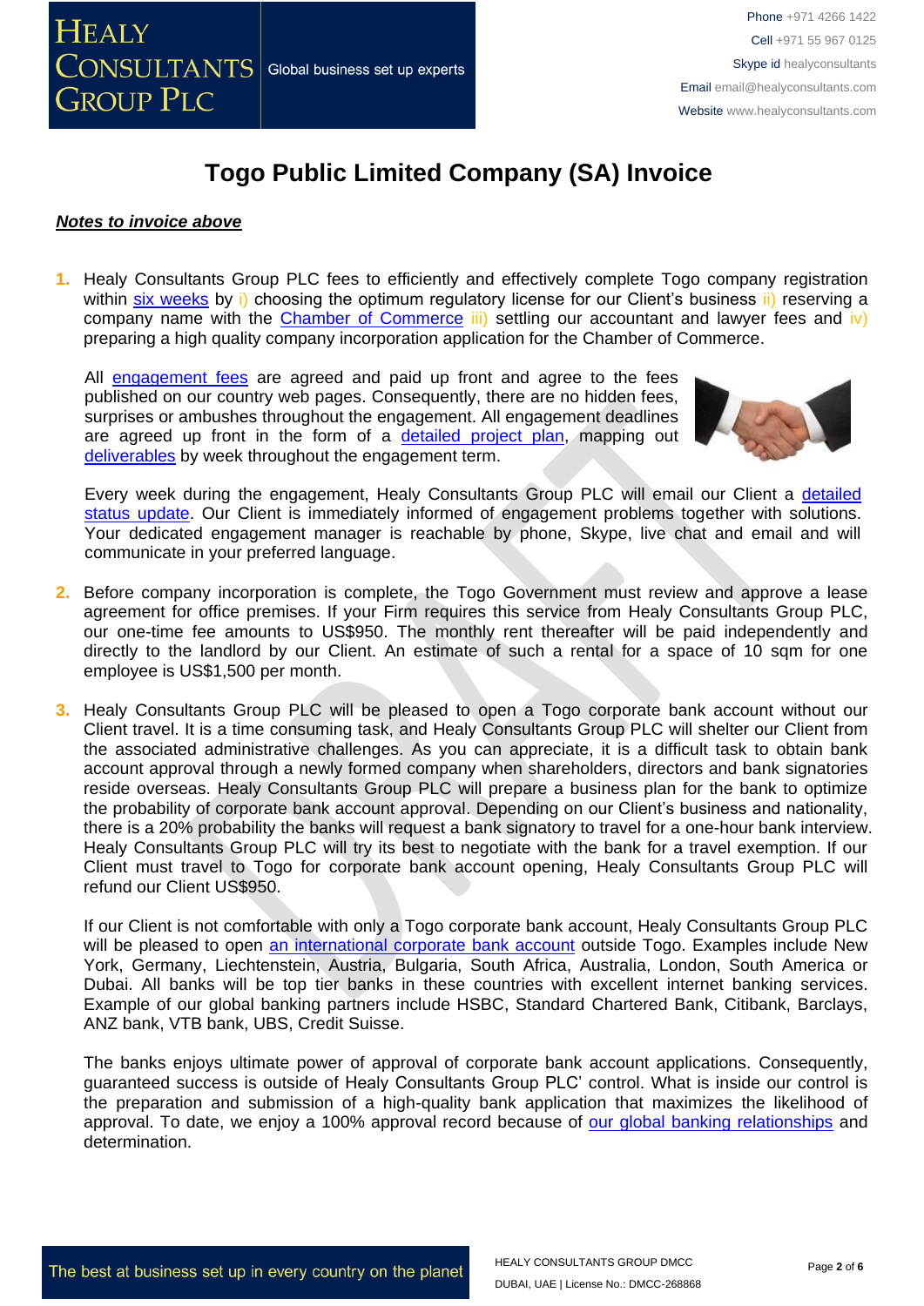# Togo Public Limited Company (SA) Invoice

***Notes to invoice above***

1. Healy Consultants Group PLC fees to efficiently and effectively complete Togo company registration within six weeks by i) choosing the optimum regulatory license for our Client's business ii) reserving a company name with the Chamber of Commerce iii) settling our accountant and lawyer fees and iv) preparing a high quality company incorporation application for the Chamber of Commerce.

   All engagement fees are agreed and paid up front and agree to the fees published on our country web pages. Consequently, there are no hidden fees, surprises or ambushes throughout the engagement. All engagement deadlines are agreed up front in the form of a detailed project plan, mapping out deliverables by week throughout the engagement term.

   Every week during the engagement, Healy Consultants Group PLC will email our Client a detailed status update. Our Client is immediately informed of engagement problems together with solutions. Your dedicated engagement manager is reachable by phone, Skype, live chat and email and will communicate in your preferred language.

2. Before company incorporation is complete, the Togo Government must review and approve a lease agreement for office premises. If your Firm requires this service from Healy Consultants Group PLC, our one-time fee amounts to US$950. The monthly rent thereafter will be paid independently and directly to the landlord by our Client. An estimate of such a rental for a space of 10 sqm for one employee is US$1,500 per month.

3. Healy Consultants Group PLC will be pleased to open a Togo corporate bank account without our Client travel. It is a time consuming task, and Healy Consultants Group PLC will shelter our Client from the associated administrative challenges. As you can appreciate, it is a difficult task to obtain bank account approval through a newly formed company when shareholders, directors and bank signatories reside overseas. Healy Consultants Group PLC will prepare a business plan for the bank to optimize the probability of corporate bank account approval. Depending on our Client's business and nationality, there is a 20% probability the banks will request a bank signatory to travel for a one-hour bank interview. Healy Consultants Group PLC will try its best to negotiate with the bank for a travel exemption. If our Client must travel to Togo for corporate bank account opening, Healy Consultants Group PLC will refund our Client US$950.

   If our Client is not comfortable with only a Togo corporate bank account, Healy Consultants Group PLC will be pleased to open an international corporate bank account outside Togo. Examples include New York, Germany, Liechtenstein, Austria, Bulgaria, South Africa, Australia, London, South America or Dubai. All banks will be top tier banks in these countries with excellent internet banking services. Example of our global banking partners include HSBC, Standard Chartered Bank, Citibank, Barclays, ANZ bank, VTB bank, UBS, Credit Suisse.

   The banks enjoys ultimate power of approval of corporate bank account applications. Consequently, guaranteed success is outside of Healy Consultants Group PLC' control. What is inside our control is the preparation and submission of a high-quality bank application that maximizes the likelihood of approval. To date, we enjoy a 100% approval record because of our global banking relationships and determination.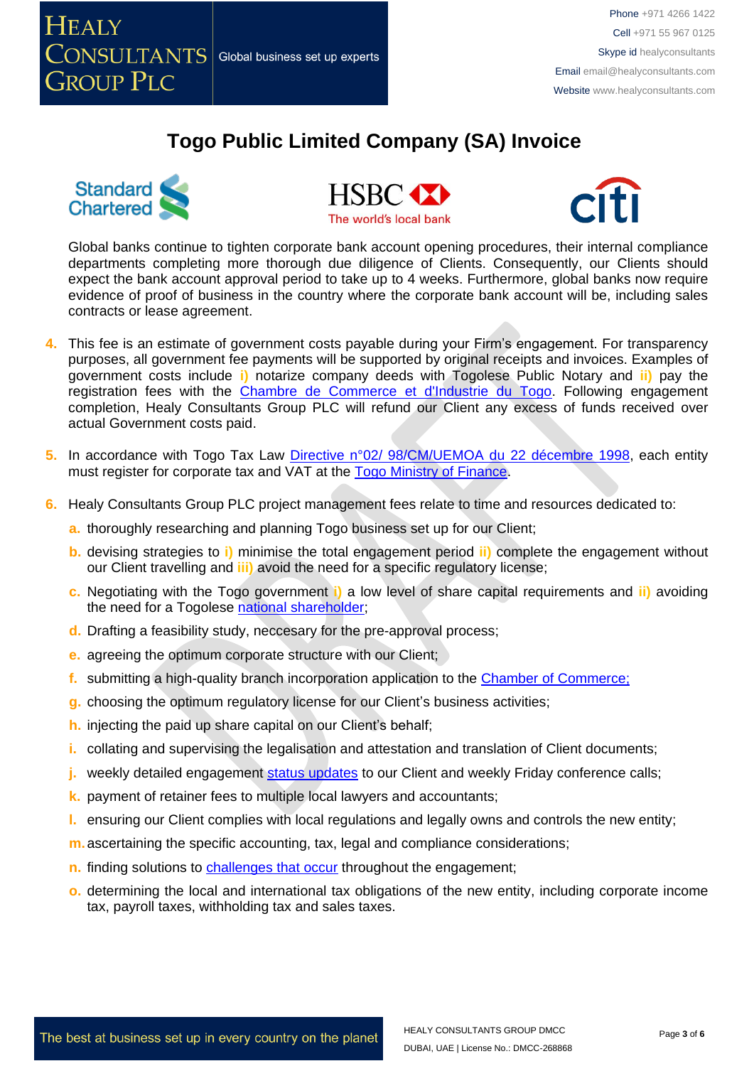# Togo Public Limited Company (SA) Invoice

Global banks continue to tighten corporate bank account opening procedures, their internal compliance departments completing more thorough due diligence of Clients. Consequently, our Clients should expect the bank account approval period to take up to 4 weeks. Furthermore, global banks now require evidence of proof of business in the country where the corporate bank account will be, including sales contracts or lease agreement.

4. This fee is an estimate of government costs payable during your Firm's engagement. For transparency purposes, all government fee payments will be supported by original receipts and invoices. Examples of government costs include i) notarize company deeds with Togolese Public Notary and ii) pay the registration fees with the Chambre de Commerce et d'Industrie du Togo. Following engagement completion, Healy Consultants Group PLC will refund our Client any excess of funds received over actual Government costs paid.

5. In accordance with Togo Tax Law Directive n°02/ 98/CM/UEMOA du 22 décembre 1998, each entity must register for corporate tax and VAT at the Togo Ministry of Finance.

6. Healy Consultants Group PLC project management fees relate to time and resources dedicated to:
   a. thoroughly researching and planning Togo business set up for our Client;
   b. devising strategies to i) minimise the total engagement period ii) complete the engagement without our Client travelling and iii) avoid the need for a specific regulatory license;
   c. Negotiating with the Togo government i) a low level of share capital requirements and ii) avoiding the need for a Togolese national shareholder;
   d. Drafting a feasibility study, neccesary for the pre-approval process;
   e. agreeing the optimum corporate structure with our Client;
   f. submitting a high-quality branch incorporation application to the Chamber of Commerce;
   g. choosing the optimum regulatory license for our Client's business activities;
   h. injecting the paid up share capital on our Client's behalf;
   i. collating and supervising the legalisation and attestation and translation of Client documents;
   j. weekly detailed engagement status updates to our Client and weekly Friday conference calls;
   k. payment of retainer fees to multiple local lawyers and accountants;
   l. ensuring our Client complies with local regulations and legally owns and controls the new entity;
   m. ascertaining the specific accounting, tax, legal and compliance considerations;
   n. finding solutions to challenges that occur throughout the engagement;
   o. determining the local and international tax obligations of the new entity, including corporate income tax, payroll taxes, withholding tax and sales taxes.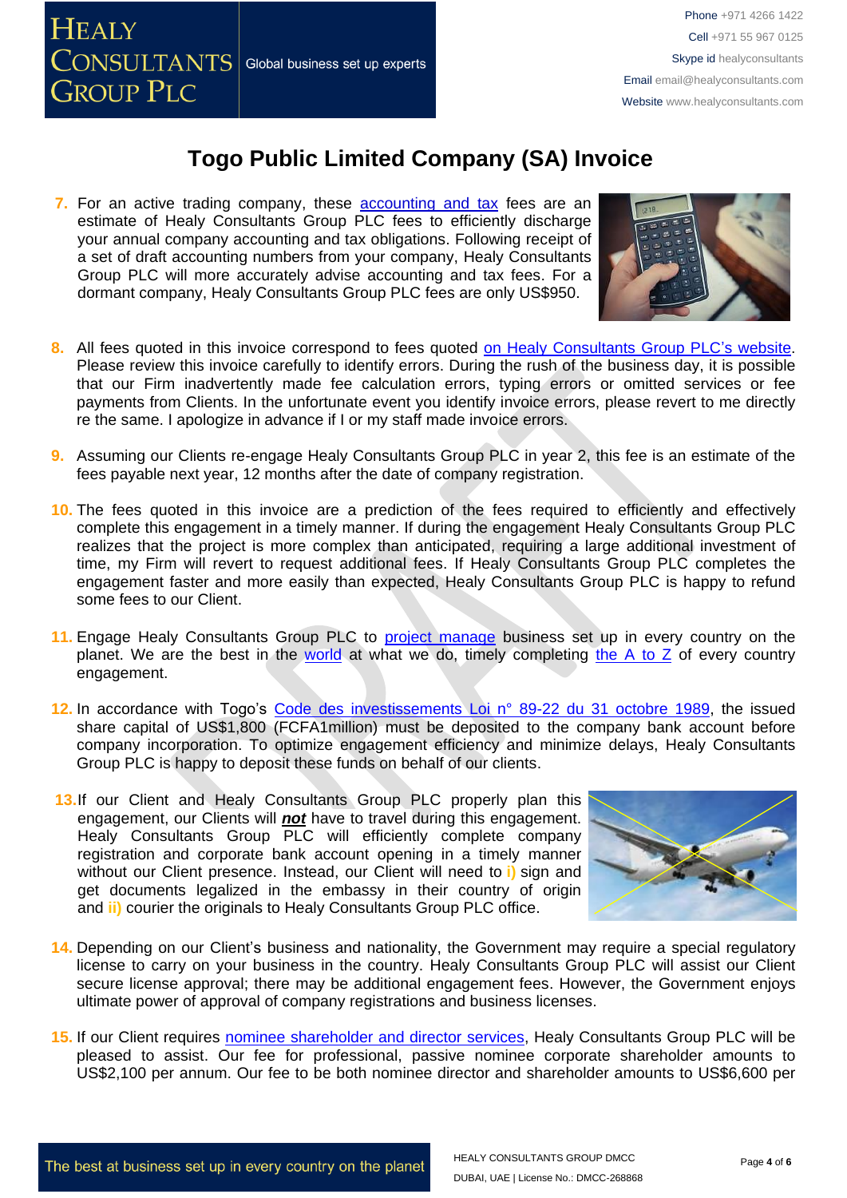# Togo Public Limited Company (SA) Invoice

7. For an active trading company, these accounting and tax fees are an estimate of Healy Consultants Group PLC fees to efficiently discharge your annual company accounting and tax obligations. Following receipt of a set of draft accounting numbers from your company, Healy Consultants Group PLC will more accurately advise accounting and tax fees. For a dormant company, Healy Consultants Group PLC fees are only US$950.

8. All fees quoted in this invoice correspond to fees quoted on Healy Consultants Group PLC's website. Please review this invoice carefully to identify errors. During the rush of the business day, it is possible that our Firm inadvertently made fee calculation errors, typing errors or omitted services or fee payments from Clients. In the unfortunate event you identify invoice errors, please revert to me directly re the same. I apologize in advance if I or my staff made invoice errors.

9. Assuming our Clients re-engage Healy Consultants Group PLC in year 2, this fee is an estimate of the fees payable next year, 12 months after the date of company registration.

10. The fees quoted in this invoice are a prediction of the fees required to efficiently and effectively complete this engagement in a timely manner. If during the engagement Healy Consultants Group PLC realizes that the project is more complex than anticipated, requiring a large additional investment of time, my Firm will revert to request additional fees. If Healy Consultants Group PLC completes the engagement faster and more easily than expected, Healy Consultants Group PLC is happy to refund some fees to our Client.

11. Engage Healy Consultants Group PLC to project manage business set up in every country on the planet. We are the best in the world at what we do, timely completing the A to Z of every country engagement.

12. In accordance with Togo's Code des investissements Loi n° 89-22 du 31 octobre 1989, the issued share capital of US$1,800 (FCFA1million) must be deposited to the company bank account before company incorporation. To optimize engagement efficiency and minimize delays, Healy Consultants Group PLC is happy to deposit these funds on behalf of our clients.

13. If our Client and Healy Consultants Group PLC properly plan this engagement, our Clients will ***not*** have to travel during this engagement. Healy Consultants Group PLC will efficiently complete company registration and corporate bank account opening in a timely manner without our Client presence. Instead, our Client will need to **i)** sign and get documents legalized in the embassy in their country of origin and **ii)** courier the originals to Healy Consultants Group PLC office.

14. Depending on our Client's business and nationality, the Government may require a special regulatory license to carry on your business in the country. Healy Consultants Group PLC will assist our Client secure license approval; there may be additional engagement fees. However, the Government enjoys ultimate power of approval of company registrations and business licenses.

15. If our Client requires nominee shareholder and director services, Healy Consultants Group PLC will be pleased to assist. Our fee for professional, passive nominee corporate shareholder amounts to US$2,100 per annum. Our fee to be both nominee director and shareholder amounts to US$6,600 per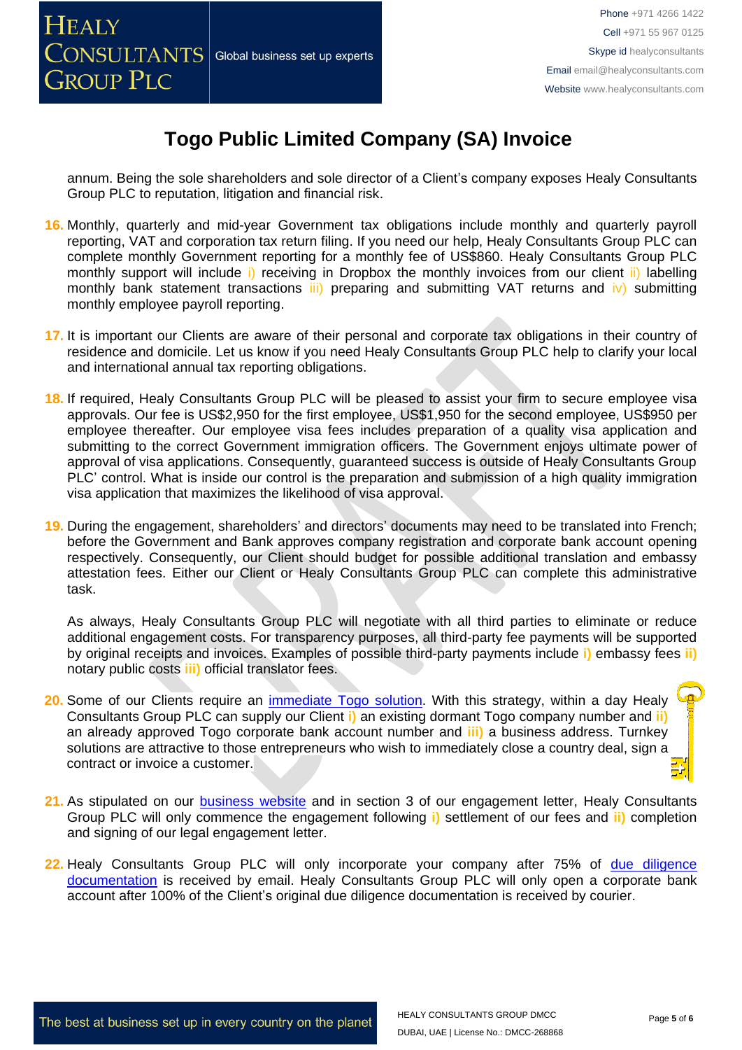# Togo Public Limited Company (SA) Invoice

annum. Being the sole shareholders and sole director of a Client's company exposes Healy Consultants Group PLC to reputation, litigation and financial risk.

16. Monthly, quarterly and mid-year Government tax obligations include monthly and quarterly payroll reporting, VAT and corporation tax return filing. If you need our help, Healy Consultants Group PLC can complete monthly Government reporting for a monthly fee of US$860. Healy Consultants Group PLC monthly support will include i) receiving in Dropbox the monthly invoices from our client ii) labelling monthly bank statement transactions iii) preparing and submitting VAT returns and iv) submitting monthly employee payroll reporting.

17. It is important our Clients are aware of their personal and corporate tax obligations in their country of residence and domicile. Let us know if you need Healy Consultants Group PLC help to clarify your local and international annual tax reporting obligations.

18. If required, Healy Consultants Group PLC will be pleased to assist your firm to secure employee visa approvals. Our fee is US$2,950 for the first employee, US$1,950 for the second employee, US$950 per employee thereafter. Our employee visa fees includes preparation of a quality visa application and submitting to the correct Government immigration officers. The Government enjoys ultimate power of approval of visa applications. Consequently, guaranteed success is outside of Healy Consultants Group PLC' control. What is inside our control is the preparation and submission of a high quality immigration visa application that maximizes the likelihood of visa approval.

19. During the engagement, shareholders' and directors' documents may need to be translated into French; before the Government and Bank approves company registration and corporate bank account opening respectively. Consequently, our Client should budget for possible additional translation and embassy attestation fees. Either our Client or Healy Consultants Group PLC can complete this administrative task.

    As always, Healy Consultants Group PLC will negotiate with all third parties to eliminate or reduce additional engagement costs. For transparency purposes, all third-party fee payments will be supported by original receipts and invoices. Examples of possible third-party payments include **i)** embassy fees **ii)** notary public costs **iii)** official translator fees.

20. Some of our Clients require an [immediate Togo solution](). With this strategy, within a day Healy Consultants Group PLC can supply our Client **i)** an existing dormant Togo company number and **ii)** an already approved Togo corporate bank account number and **iii)** a business address. Turnkey solutions are attractive to those entrepreneurs who wish to immediately close a country deal, sign a contract or invoice a customer.

21. As stipulated on our [business website]() and in section 3 of our engagement letter, Healy Consultants Group PLC will only commence the engagement following **i)** settlement of our fees and **ii)** completion and signing of our legal engagement letter.

22. Healy Consultants Group PLC will only incorporate your company after 75% of [due diligence documentation]() is received by email. Healy Consultants Group PLC will only open a corporate bank account after 100% of the Client's original due diligence documentation is received by courier.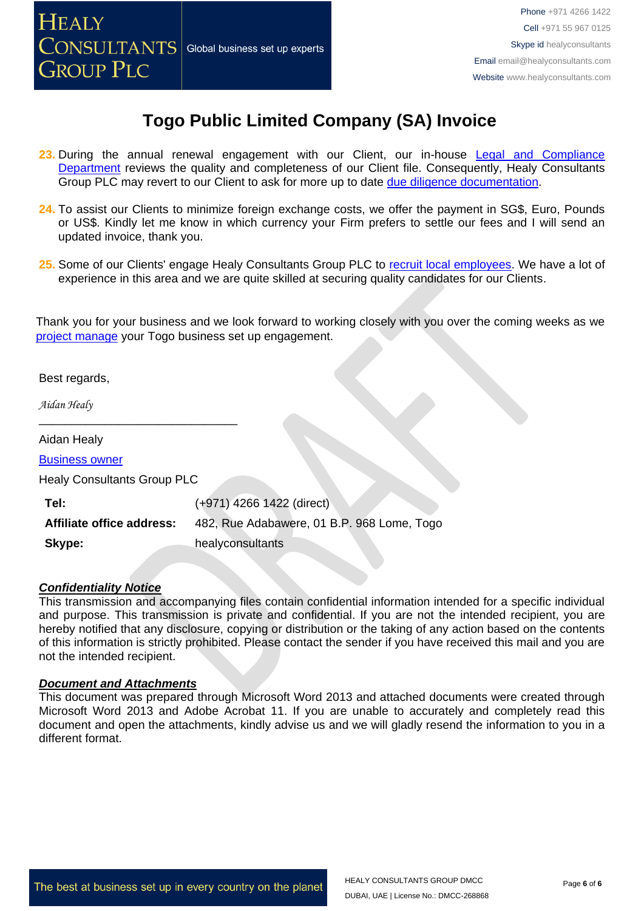23. During the annual renewal engagement with our Client, our in-house Legal and Compliance Department reviews the quality and completeness of our Client file. Consequently, Healy Consultants Group PLC may revert to our Client to ask for more up to date due diligence documentation.

24. To assist our Clients to minimize foreign exchange costs, we offer the payment in SG$, Euro, Pounds or US$. Kindly let me know in which currency your Firm prefers to settle our fees and I will send an updated invoice, thank you.

25. Some of our Clients' engage Healy Consultants Group PLC to recruit local employees. We have a lot of experience in this area and we are quite skilled at securing quality candidates for our Clients.

Thank you for your business and we look forward to working closely with you over the coming weeks as we project manage your Togo business set up engagement.

Best regards,

*Aidan Healy*

________________________________

Aidan Healy

Business owner

Healy Consultants Group PLC

| | |
|---|---|
| **Tel:** | (+971) 4266 1422 (direct) |
| **Affiliate office address:** | 482, Rue Adabawere, 01 B.P. 968 Lome, Togo |
| **Skype:** | healyconsultants |

***Confidentiality Notice***

This transmission and accompanying files contain confidential information intended for a specific individual and purpose. This transmission is private and confidential. If you are not the intended recipient, you are hereby notified that any disclosure, copying or distribution or the taking of any action based on the contents of this information is strictly prohibited. Please contact the sender if you have received this mail and you are not the intended recipient.

***Document and Attachments***

This document was prepared through Microsoft Word 2013 and attached documents were created through Microsoft Word 2013 and Adobe Acrobat 11. If you are unable to accurately and completely read this document and open the attachments, kindly advise us and we will gladly resend the information to you in a different format.